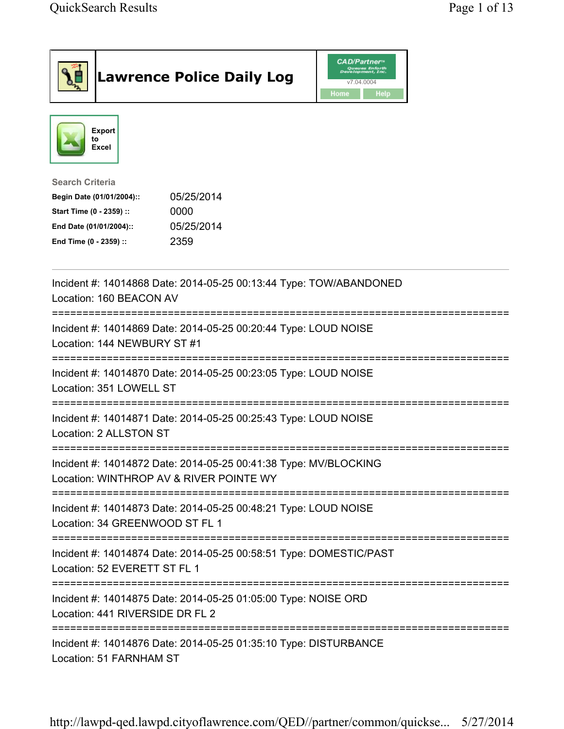# Lawrence Police Daily Log

CAD/Partner™ v7.04.0004

Home | Help

Export to Excel

**Search Criteria**

| | |
|---|---|
| **Begin Date (01/01/2004)::** | 05/25/2014 |
| **Start Time (0 - 2359) ::** | 0000 |
| **End Date (01/01/2004)::** | 05/25/2014 |
| **End Time (0 - 2359) ::** | 2359 |

---

Incident #: 14014868 Date: 2014-05-25 00:13:44 Type: TOW/ABANDONED
Location: 160 BEACON AV

===========================================================================

Incident #: 14014869 Date: 2014-05-25 00:20:44 Type: LOUD NOISE
Location: 144 NEWBURY ST #1

===========================================================================

Incident #: 14014870 Date: 2014-05-25 00:23:05 Type: LOUD NOISE
Location: 351 LOWELL ST

===========================================================================

Incident #: 14014871 Date: 2014-05-25 00:25:43 Type: LOUD NOISE
Location: 2 ALLSTON ST

===========================================================================

Incident #: 14014872 Date: 2014-05-25 00:41:38 Type: MV/BLOCKING
Location: WINTHROP AV & RIVER POINTE WY

===========================================================================

Incident #: 14014873 Date: 2014-05-25 00:48:21 Type: LOUD NOISE
Location: 34 GREENWOOD ST FL 1

===========================================================================

Incident #: 14014874 Date: 2014-05-25 00:58:51 Type: DOMESTIC/PAST
Location: 52 EVERETT ST FL 1

===========================================================================

Incident #: 14014875 Date: 2014-05-25 01:05:00 Type: NOISE ORD
Location: 441 RIVERSIDE DR FL 2

===========================================================================

Incident #: 14014876 Date: 2014-05-25 01:35:10 Type: DISTURBANCE
Location: 51 FARNHAM ST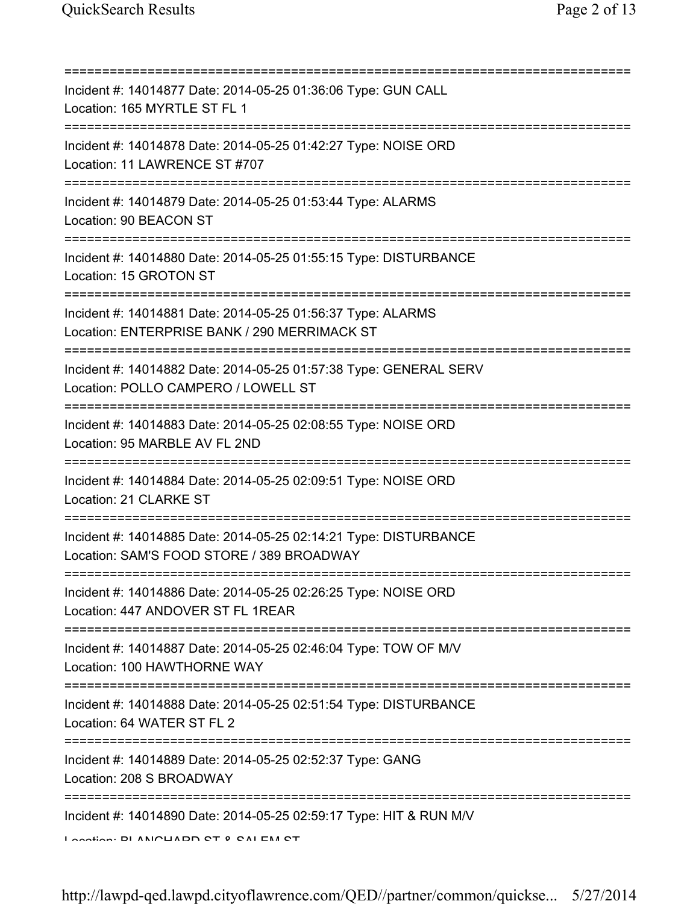===========================================================================

Incident #: 14014877 Date: 2014-05-25 01:36:06 Type: GUN CALL
Location: 165 MYRTLE ST FL 1

===========================================================================

Incident #: 14014878 Date: 2014-05-25 01:42:27 Type: NOISE ORD
Location: 11 LAWRENCE ST #707

===========================================================================

Incident #: 14014879 Date: 2014-05-25 01:53:44 Type: ALARMS
Location: 90 BEACON ST

===========================================================================

Incident #: 14014880 Date: 2014-05-25 01:55:15 Type: DISTURBANCE
Location: 15 GROTON ST

===========================================================================

Incident #: 14014881 Date: 2014-05-25 01:56:37 Type: ALARMS
Location: ENTERPRISE BANK / 290 MERRIMACK ST

===========================================================================

Incident #: 14014882 Date: 2014-05-25 01:57:38 Type: GENERAL SERV
Location: POLLO CAMPERO / LOWELL ST

===========================================================================

Incident #: 14014883 Date: 2014-05-25 02:08:55 Type: NOISE ORD
Location: 95 MARBLE AV FL 2ND

===========================================================================

Incident #: 14014884 Date: 2014-05-25 02:09:51 Type: NOISE ORD
Location: 21 CLARKE ST

===========================================================================

Incident #: 14014885 Date: 2014-05-25 02:14:21 Type: DISTURBANCE
Location: SAM'S FOOD STORE / 389 BROADWAY

===========================================================================

Incident #: 14014886 Date: 2014-05-25 02:26:25 Type: NOISE ORD
Location: 447 ANDOVER ST FL 1REAR

===========================================================================

Incident #: 14014887 Date: 2014-05-25 02:46:04 Type: TOW OF M/V
Location: 100 HAWTHORNE WAY

===========================================================================

Incident #: 14014888 Date: 2014-05-25 02:51:54 Type: DISTURBANCE
Location: 64 WATER ST FL 2

===========================================================================

Incident #: 14014889 Date: 2014-05-25 02:52:37 Type: GANG
Location: 208 S BROADWAY

===========================================================================

Incident #: 14014890 Date: 2014-05-25 02:59:17 Type: HIT & RUN M/V
Location: BLANCHARD ST & SALEM ST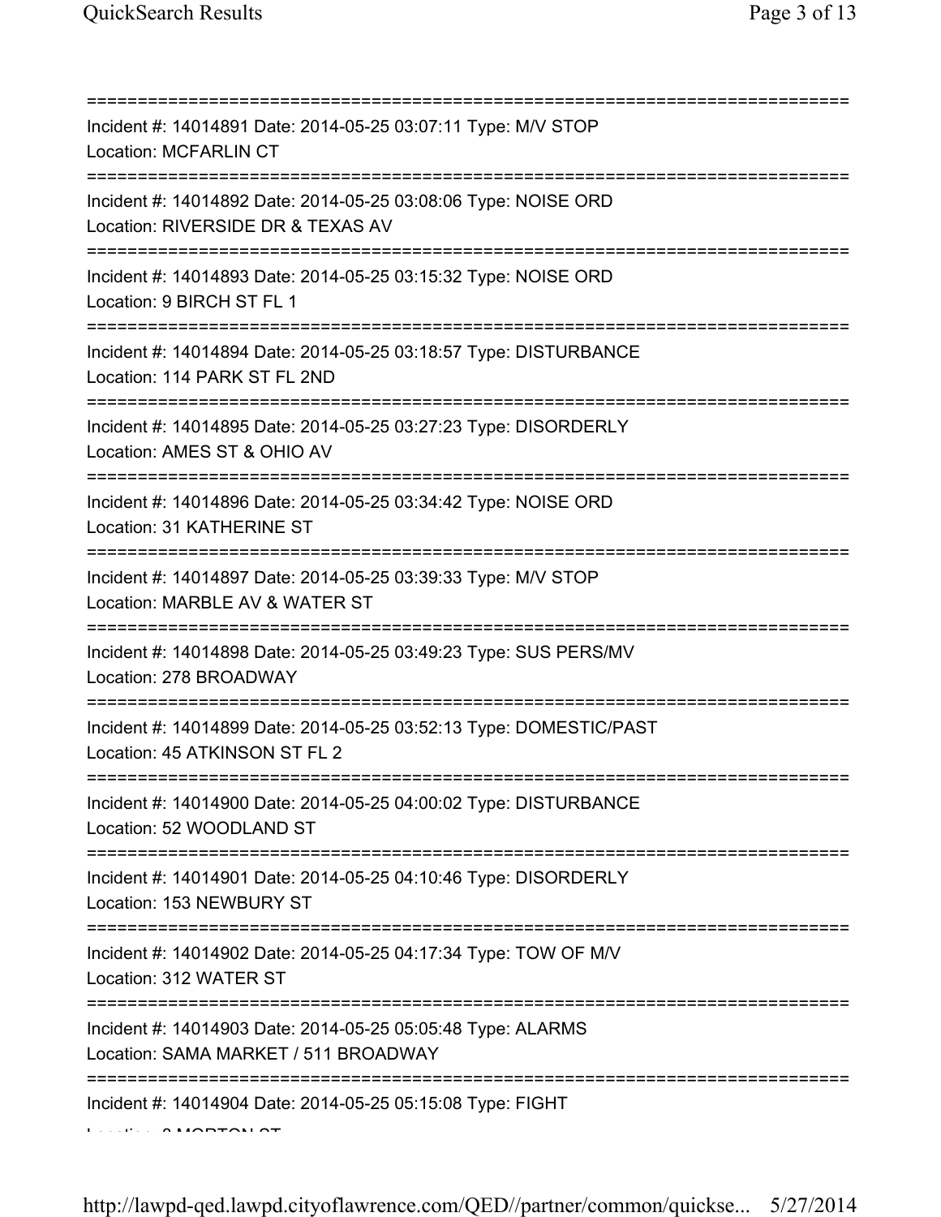===========================================================================
Incident #: 14014891 Date: 2014-05-25 03:07:11 Type: M/V STOP
Location: MCFARLIN CT
===========================================================================
Incident #: 14014892 Date: 2014-05-25 03:08:06 Type: NOISE ORD
Location: RIVERSIDE DR & TEXAS AV
===========================================================================
Incident #: 14014893 Date: 2014-05-25 03:15:32 Type: NOISE ORD
Location: 9 BIRCH ST FL 1
===========================================================================
Incident #: 14014894 Date: 2014-05-25 03:18:57 Type: DISTURBANCE
Location: 114 PARK ST FL 2ND
===========================================================================
Incident #: 14014895 Date: 2014-05-25 03:27:23 Type: DISORDERLY
Location: AMES ST & OHIO AV
===========================================================================
Incident #: 14014896 Date: 2014-05-25 03:34:42 Type: NOISE ORD
Location: 31 KATHERINE ST
===========================================================================
Incident #: 14014897 Date: 2014-05-25 03:39:33 Type: M/V STOP
Location: MARBLE AV & WATER ST
===========================================================================
Incident #: 14014898 Date: 2014-05-25 03:49:23 Type: SUS PERS/MV
Location: 278 BROADWAY
===========================================================================
Incident #: 14014899 Date: 2014-05-25 03:52:13 Type: DOMESTIC/PAST
Location: 45 ATKINSON ST FL 2
===========================================================================
Incident #: 14014900 Date: 2014-05-25 04:00:02 Type: DISTURBANCE
Location: 52 WOODLAND ST
===========================================================================
Incident #: 14014901 Date: 2014-05-25 04:10:46 Type: DISORDERLY
Location: 153 NEWBURY ST
===========================================================================
Incident #: 14014902 Date: 2014-05-25 04:17:34 Type: TOW OF M/V
Location: 312 WATER ST
===========================================================================
Incident #: 14014903 Date: 2014-05-25 05:05:48 Type: ALARMS
Location: SAMA MARKET / 511 BROADWAY
===========================================================================
Incident #: 14014904 Date: 2014-05-25 05:15:08 Type: FIGHT
Location: 8 MORTON ST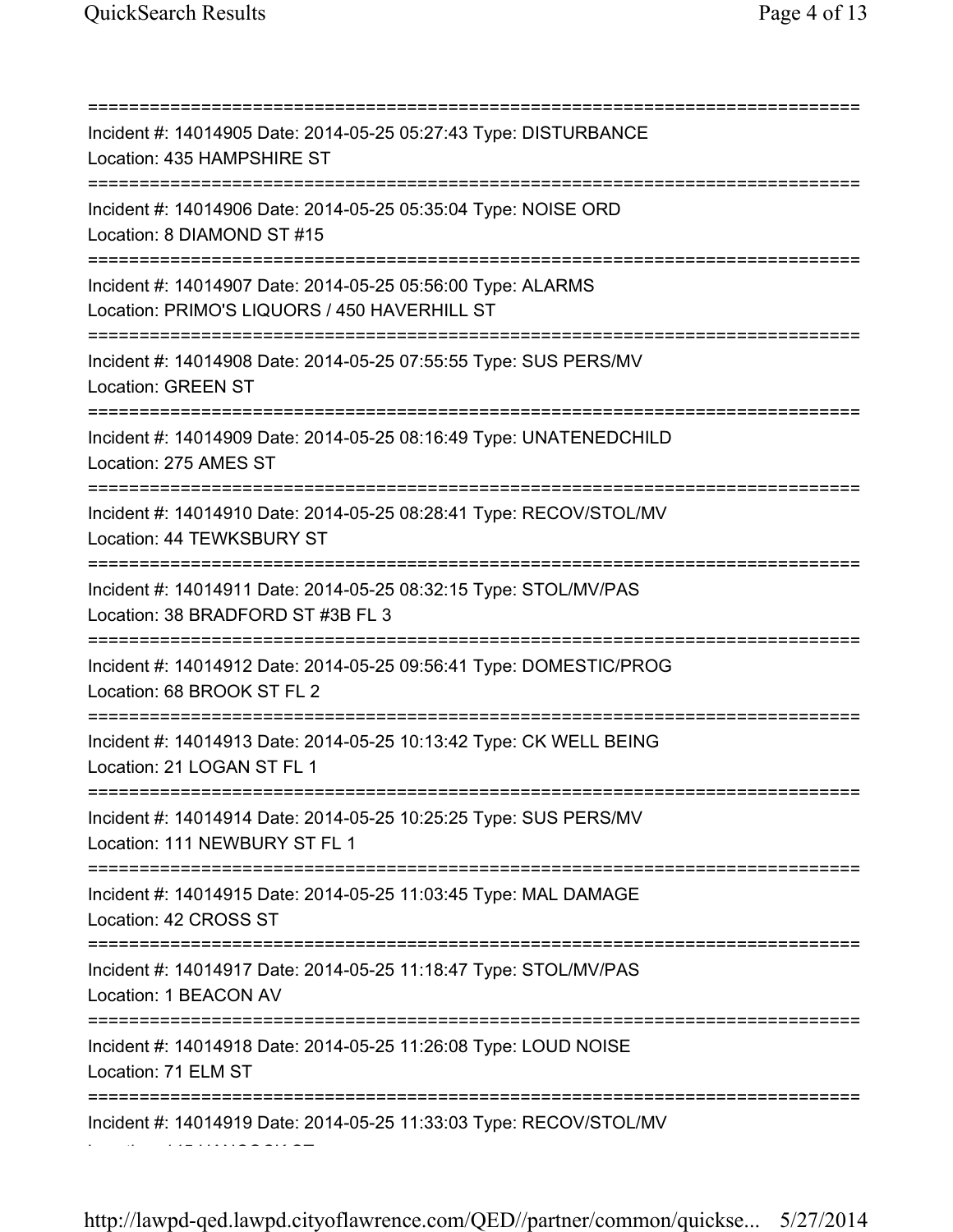===========================================================================

Incident #: 14014905 Date: 2014-05-25 05:27:43 Type: DISTURBANCE
Location: 435 HAMPSHIRE ST

===========================================================================

Incident #: 14014906 Date: 2014-05-25 05:35:04 Type: NOISE ORD
Location: 8 DIAMOND ST #15

===========================================================================

Incident #: 14014907 Date: 2014-05-25 05:56:00 Type: ALARMS
Location: PRIMO'S LIQUORS / 450 HAVERHILL ST

===========================================================================

Incident #: 14014908 Date: 2014-05-25 07:55:55 Type: SUS PERS/MV
Location: GREEN ST

===========================================================================

Incident #: 14014909 Date: 2014-05-25 08:16:49 Type: UNATENEDCHILD
Location: 275 AMES ST

===========================================================================

Incident #: 14014910 Date: 2014-05-25 08:28:41 Type: RECOV/STOL/MV
Location: 44 TEWKSBURY ST

===========================================================================

Incident #: 14014911 Date: 2014-05-25 08:32:15 Type: STOL/MV/PAS
Location: 38 BRADFORD ST #3B FL 3

===========================================================================

Incident #: 14014912 Date: 2014-05-25 09:56:41 Type: DOMESTIC/PROG
Location: 68 BROOK ST FL 2

===========================================================================

Incident #: 14014913 Date: 2014-05-25 10:13:42 Type: CK WELL BEING
Location: 21 LOGAN ST FL 1

===========================================================================

Incident #: 14014914 Date: 2014-05-25 10:25:25 Type: SUS PERS/MV
Location: 111 NEWBURY ST FL 1

===========================================================================

Incident #: 14014915 Date: 2014-05-25 11:03:45 Type: MAL DAMAGE
Location: 42 CROSS ST

===========================================================================

Incident #: 14014917 Date: 2014-05-25 11:18:47 Type: STOL/MV/PAS
Location: 1 BEACON AV

===========================================================================

Incident #: 14014918 Date: 2014-05-25 11:26:08 Type: LOUD NOISE
Location: 71 ELM ST

===========================================================================

Incident #: 14014919 Date: 2014-05-25 11:33:03 Type: RECOV/STOL/MV
Location: 145 HANCOCK ST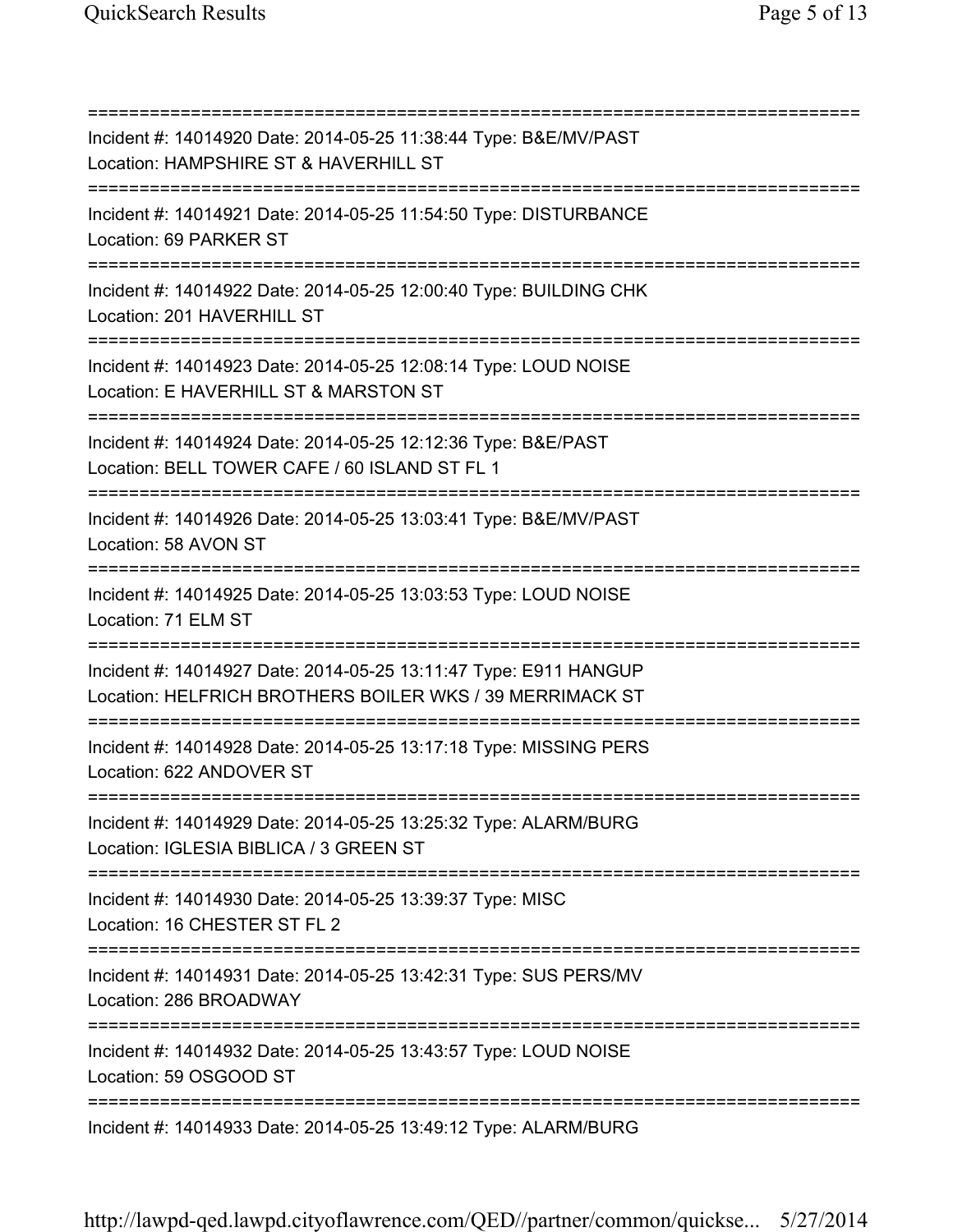===========================================================================
Incident #: 14014920 Date: 2014-05-25 11:38:44 Type: B&E/MV/PAST
Location: HAMPSHIRE ST & HAVERHILL ST
===========================================================================
Incident #: 14014921 Date: 2014-05-25 11:54:50 Type: DISTURBANCE
Location: 69 PARKER ST
===========================================================================
Incident #: 14014922 Date: 2014-05-25 12:00:40 Type: BUILDING CHK
Location: 201 HAVERHILL ST
===========================================================================
Incident #: 14014923 Date: 2014-05-25 12:08:14 Type: LOUD NOISE
Location: E HAVERHILL ST & MARSTON ST
===========================================================================
Incident #: 14014924 Date: 2014-05-25 12:12:36 Type: B&E/PAST
Location: BELL TOWER CAFE / 60 ISLAND ST FL 1
===========================================================================
Incident #: 14014926 Date: 2014-05-25 13:03:41 Type: B&E/MV/PAST
Location: 58 AVON ST
===========================================================================
Incident #: 14014925 Date: 2014-05-25 13:03:53 Type: LOUD NOISE
Location: 71 ELM ST
===========================================================================
Incident #: 14014927 Date: 2014-05-25 13:11:47 Type: E911 HANGUP
Location: HELFRICH BROTHERS BOILER WKS / 39 MERRIMACK ST
===========================================================================
Incident #: 14014928 Date: 2014-05-25 13:17:18 Type: MISSING PERS
Location: 622 ANDOVER ST
===========================================================================
Incident #: 14014929 Date: 2014-05-25 13:25:32 Type: ALARM/BURG
Location: IGLESIA BIBLICA / 3 GREEN ST
===========================================================================
Incident #: 14014930 Date: 2014-05-25 13:39:37 Type: MISC
Location: 16 CHESTER ST FL 2
===========================================================================
Incident #: 14014931 Date: 2014-05-25 13:42:31 Type: SUS PERS/MV
Location: 286 BROADWAY
===========================================================================
Incident #: 14014932 Date: 2014-05-25 13:43:57 Type: LOUD NOISE
Location: 59 OSGOOD ST
===========================================================================
Incident #: 14014933 Date: 2014-05-25 13:49:12 Type: ALARM/BURG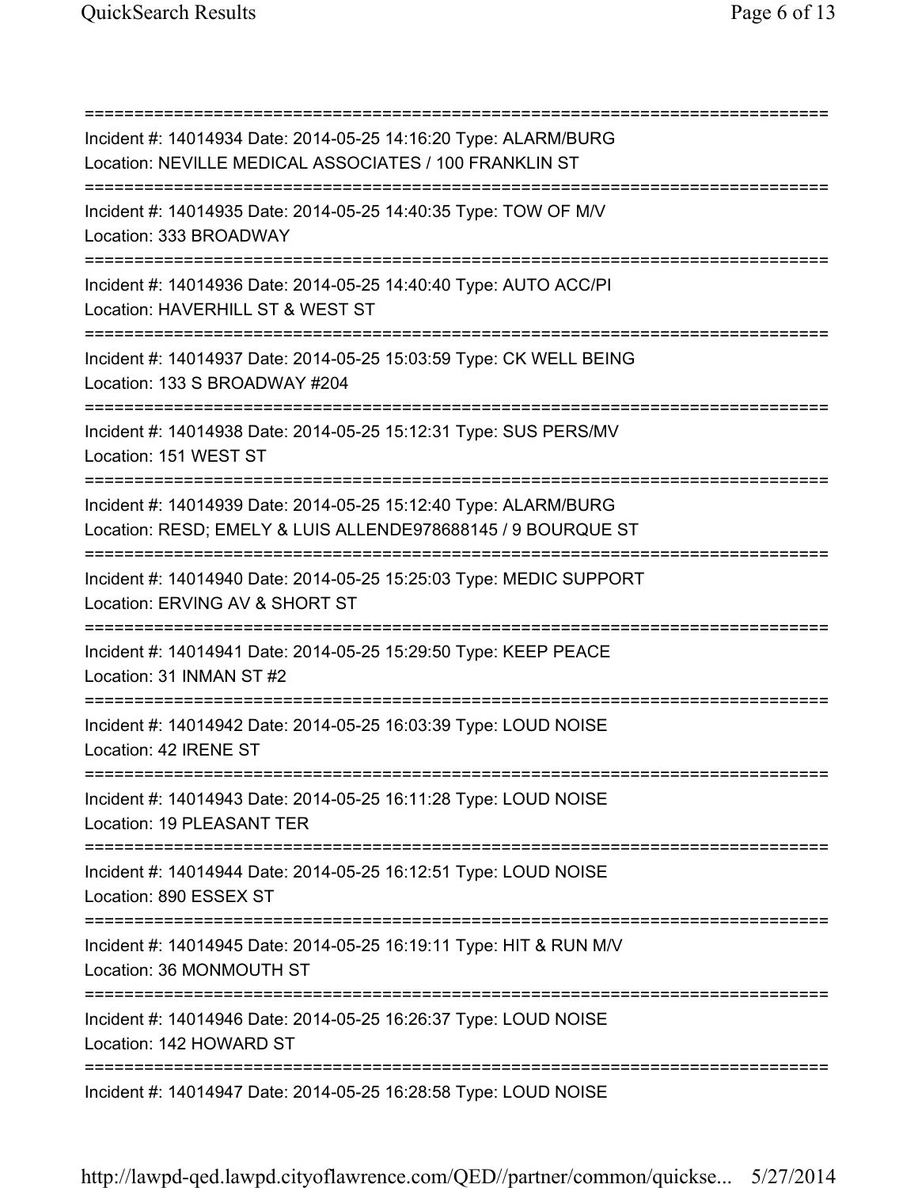===========================================================================

Incident #: 14014934 Date: 2014-05-25 14:16:20 Type: ALARM/BURG
Location: NEVILLE MEDICAL ASSOCIATES / 100 FRANKLIN ST

===========================================================================

Incident #: 14014935 Date: 2014-05-25 14:40:35 Type: TOW OF M/V
Location: 333 BROADWAY

===========================================================================

Incident #: 14014936 Date: 2014-05-25 14:40:40 Type: AUTO ACC/PI
Location: HAVERHILL ST & WEST ST

===========================================================================

Incident #: 14014937 Date: 2014-05-25 15:03:59 Type: CK WELL BEING
Location: 133 S BROADWAY #204

===========================================================================

Incident #: 14014938 Date: 2014-05-25 15:12:31 Type: SUS PERS/MV
Location: 151 WEST ST

===========================================================================

Incident #: 14014939 Date: 2014-05-25 15:12:40 Type: ALARM/BURG
Location: RESD; EMELY & LUIS ALLENDE978688145 / 9 BOURQUE ST

===========================================================================

Incident #: 14014940 Date: 2014-05-25 15:25:03 Type: MEDIC SUPPORT
Location: ERVING AV & SHORT ST

===========================================================================

Incident #: 14014941 Date: 2014-05-25 15:29:50 Type: KEEP PEACE
Location: 31 INMAN ST #2

===========================================================================

Incident #: 14014942 Date: 2014-05-25 16:03:39 Type: LOUD NOISE
Location: 42 IRENE ST

===========================================================================

Incident #: 14014943 Date: 2014-05-25 16:11:28 Type: LOUD NOISE
Location: 19 PLEASANT TER

===========================================================================

Incident #: 14014944 Date: 2014-05-25 16:12:51 Type: LOUD NOISE
Location: 890 ESSEX ST

===========================================================================

Incident #: 14014945 Date: 2014-05-25 16:19:11 Type: HIT & RUN M/V
Location: 36 MONMOUTH ST

===========================================================================

Incident #: 14014946 Date: 2014-05-25 16:26:37 Type: LOUD NOISE
Location: 142 HOWARD ST

===========================================================================

Incident #: 14014947 Date: 2014-05-25 16:28:58 Type: LOUD NOISE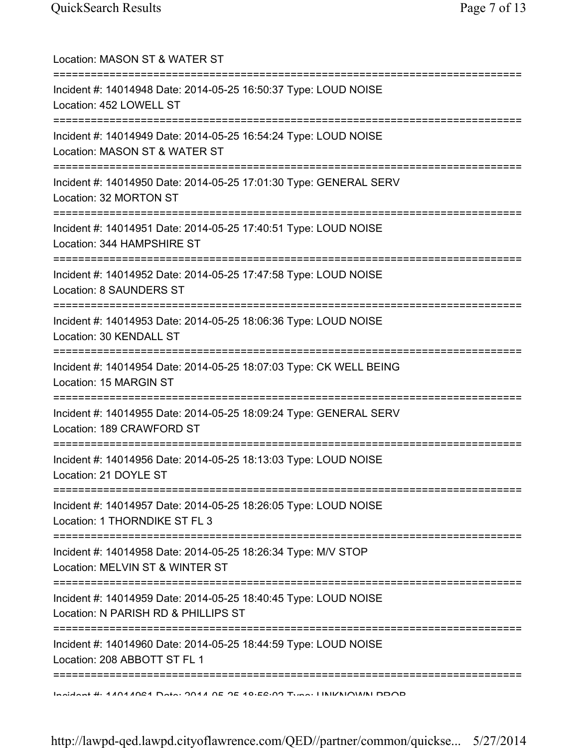Location: MASON ST & WATER ST

===========================================================================

Incident #: 14014948 Date: 2014-05-25 16:50:37 Type: LOUD NOISE

Location: 452 LOWELL ST

===========================================================================

Incident #: 14014949 Date: 2014-05-25 16:54:24 Type: LOUD NOISE

Location: MASON ST & WATER ST

===========================================================================

Incident #: 14014950 Date: 2014-05-25 17:01:30 Type: GENERAL SERV

Location: 32 MORTON ST

===========================================================================

Incident #: 14014951 Date: 2014-05-25 17:40:51 Type: LOUD NOISE

Location: 344 HAMPSHIRE ST

===========================================================================

Incident #: 14014952 Date: 2014-05-25 17:47:58 Type: LOUD NOISE

Location: 8 SAUNDERS ST

===========================================================================

Incident #: 14014953 Date: 2014-05-25 18:06:36 Type: LOUD NOISE

Location: 30 KENDALL ST

===========================================================================

Incident #: 14014954 Date: 2014-05-25 18:07:03 Type: CK WELL BEING

Location: 15 MARGIN ST

===========================================================================

Incident #: 14014955 Date: 2014-05-25 18:09:24 Type: GENERAL SERV

Location: 189 CRAWFORD ST

===========================================================================

Incident #: 14014956 Date: 2014-05-25 18:13:03 Type: LOUD NOISE

Location: 21 DOYLE ST

===========================================================================

Incident #: 14014957 Date: 2014-05-25 18:26:05 Type: LOUD NOISE

Location: 1 THORNDIKE ST FL 3

===========================================================================

Incident #: 14014958 Date: 2014-05-25 18:26:34 Type: M/V STOP

Location: MELVIN ST & WINTER ST

===========================================================================

Incident #: 14014959 Date: 2014-05-25 18:40:45 Type: LOUD NOISE

Location: N PARISH RD & PHILLIPS ST

===========================================================================

Incident #: 14014960 Date: 2014-05-25 18:44:59 Type: LOUD NOISE

Location: 208 ABBOTT ST FL 1

===========================================================================

Incident #: 14014961 Date: 2014-05-25 18:56:02 Type: UNKNOWN PROB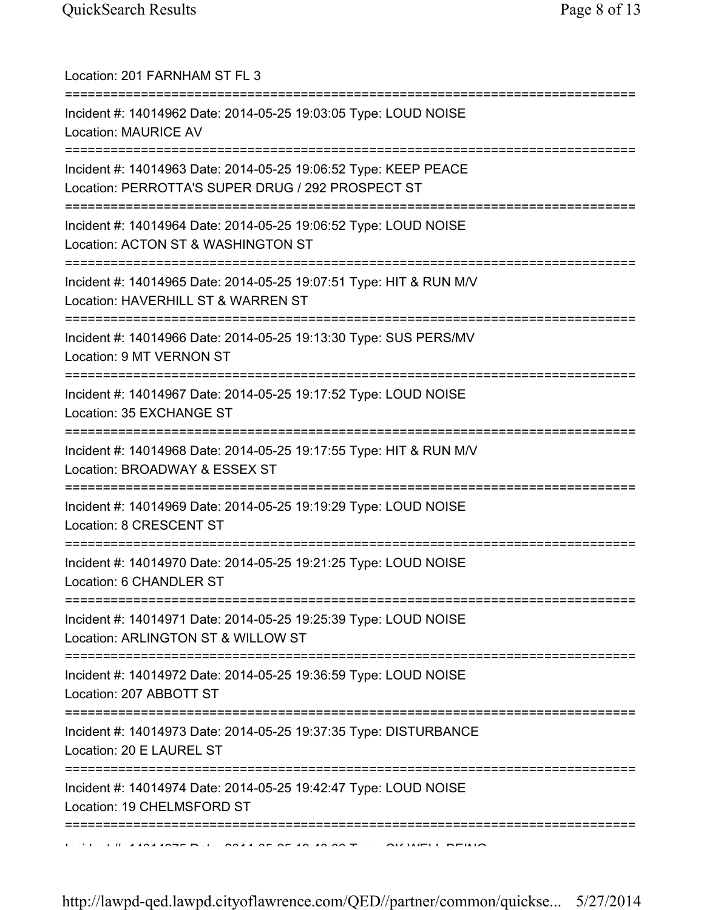Location: 201 FARNHAM ST FL 3

===========================================================================

Incident #: 14014962 Date: 2014-05-25 19:03:05 Type: LOUD NOISE
Location: MAURICE AV

===========================================================================

Incident #: 14014963 Date: 2014-05-25 19:06:52 Type: KEEP PEACE
Location: PERROTTA'S SUPER DRUG / 292 PROSPECT ST

===========================================================================

Incident #: 14014964 Date: 2014-05-25 19:06:52 Type: LOUD NOISE
Location: ACTON ST & WASHINGTON ST

===========================================================================

Incident #: 14014965 Date: 2014-05-25 19:07:51 Type: HIT & RUN M/V
Location: HAVERHILL ST & WARREN ST

===========================================================================

Incident #: 14014966 Date: 2014-05-25 19:13:30 Type: SUS PERS/MV
Location: 9 MT VERNON ST

===========================================================================

Incident #: 14014967 Date: 2014-05-25 19:17:52 Type: LOUD NOISE
Location: 35 EXCHANGE ST

===========================================================================

Incident #: 14014968 Date: 2014-05-25 19:17:55 Type: HIT & RUN M/V
Location: BROADWAY & ESSEX ST

===========================================================================

Incident #: 14014969 Date: 2014-05-25 19:19:29 Type: LOUD NOISE
Location: 8 CRESCENT ST

===========================================================================

Incident #: 14014970 Date: 2014-05-25 19:21:25 Type: LOUD NOISE
Location: 6 CHANDLER ST

===========================================================================

Incident #: 14014971 Date: 2014-05-25 19:25:39 Type: LOUD NOISE
Location: ARLINGTON ST & WILLOW ST

===========================================================================

Incident #: 14014972 Date: 2014-05-25 19:36:59 Type: LOUD NOISE
Location: 207 ABBOTT ST

===========================================================================

Incident #: 14014973 Date: 2014-05-25 19:37:35 Type: DISTURBANCE
Location: 20 E LAUREL ST

===========================================================================

Incident #: 14014974 Date: 2014-05-25 19:42:47 Type: LOUD NOISE
Location: 19 CHELMSFORD ST

===========================================================================

Incident #: 14014975 Date: 2014-05-25 19:43:06 Type: CK WELL BEING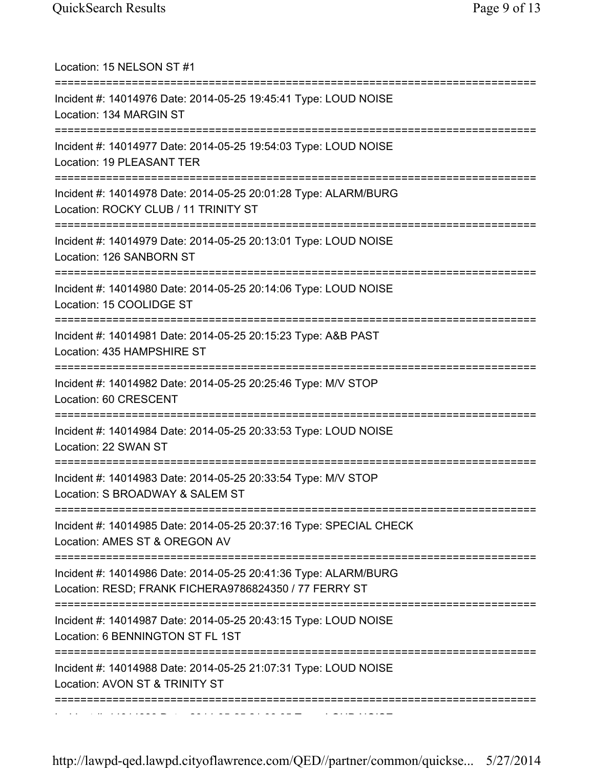Location: 15 NELSON ST #1

===========================================================================

Incident #: 14014976 Date: 2014-05-25 19:45:41 Type: LOUD NOISE
Location: 134 MARGIN ST

===========================================================================

Incident #: 14014977 Date: 2014-05-25 19:54:03 Type: LOUD NOISE
Location: 19 PLEASANT TER

===========================================================================

Incident #: 14014978 Date: 2014-05-25 20:01:28 Type: ALARM/BURG
Location: ROCKY CLUB / 11 TRINITY ST

===========================================================================

Incident #: 14014979 Date: 2014-05-25 20:13:01 Type: LOUD NOISE
Location: 126 SANBORN ST

===========================================================================

Incident #: 14014980 Date: 2014-05-25 20:14:06 Type: LOUD NOISE
Location: 15 COOLIDGE ST

===========================================================================

Incident #: 14014981 Date: 2014-05-25 20:15:23 Type: A&B PAST
Location: 435 HAMPSHIRE ST

===========================================================================

Incident #: 14014982 Date: 2014-05-25 20:25:46 Type: M/V STOP
Location: 60 CRESCENT

===========================================================================

Incident #: 14014984 Date: 2014-05-25 20:33:53 Type: LOUD NOISE
Location: 22 SWAN ST

===========================================================================

Incident #: 14014983 Date: 2014-05-25 20:33:54 Type: M/V STOP
Location: S BROADWAY & SALEM ST

===========================================================================

Incident #: 14014985 Date: 2014-05-25 20:37:16 Type: SPECIAL CHECK
Location: AMES ST & OREGON AV

===========================================================================

Incident #: 14014986 Date: 2014-05-25 20:41:36 Type: ALARM/BURG
Location: RESD; FRANK FICHERA9786824350 / 77 FERRY ST

===========================================================================

Incident #: 14014987 Date: 2014-05-25 20:43:15 Type: LOUD NOISE
Location: 6 BENNINGTON ST FL 1ST

===========================================================================

Incident #: 14014988 Date: 2014-05-25 21:07:31 Type: LOUD NOISE
Location: AVON ST & TRINITY ST

===========================================================================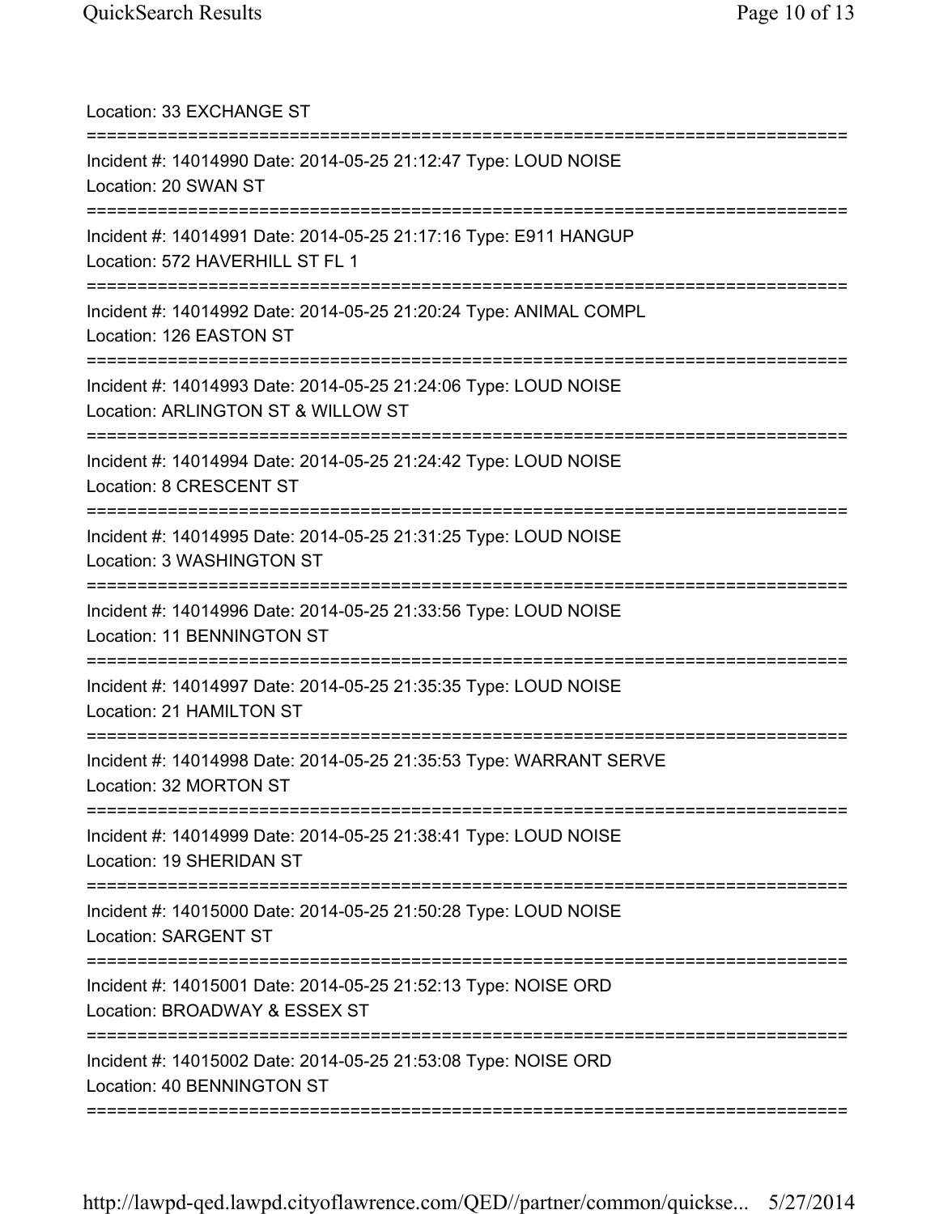Location: 33 EXCHANGE ST

===========================================================================

Incident #: 14014990 Date: 2014-05-25 21:12:47 Type: LOUD NOISE
Location: 20 SWAN ST

===========================================================================

Incident #: 14014991 Date: 2014-05-25 21:17:16 Type: E911 HANGUP
Location: 572 HAVERHILL ST FL 1

===========================================================================

Incident #: 14014992 Date: 2014-05-25 21:20:24 Type: ANIMAL COMPL
Location: 126 EASTON ST

===========================================================================

Incident #: 14014993 Date: 2014-05-25 21:24:06 Type: LOUD NOISE
Location: ARLINGTON ST & WILLOW ST

===========================================================================

Incident #: 14014994 Date: 2014-05-25 21:24:42 Type: LOUD NOISE
Location: 8 CRESCENT ST

===========================================================================

Incident #: 14014995 Date: 2014-05-25 21:31:25 Type: LOUD NOISE
Location: 3 WASHINGTON ST

===========================================================================

Incident #: 14014996 Date: 2014-05-25 21:33:56 Type: LOUD NOISE
Location: 11 BENNINGTON ST

===========================================================================

Incident #: 14014997 Date: 2014-05-25 21:35:35 Type: LOUD NOISE
Location: 21 HAMILTON ST

===========================================================================

Incident #: 14014998 Date: 2014-05-25 21:35:53 Type: WARRANT SERVE
Location: 32 MORTON ST

===========================================================================

Incident #: 14014999 Date: 2014-05-25 21:38:41 Type: LOUD NOISE
Location: 19 SHERIDAN ST

===========================================================================

Incident #: 14015000 Date: 2014-05-25 21:50:28 Type: LOUD NOISE
Location: SARGENT ST

===========================================================================

Incident #: 14015001 Date: 2014-05-25 21:52:13 Type: NOISE ORD
Location: BROADWAY & ESSEX ST

===========================================================================

Incident #: 14015002 Date: 2014-05-25 21:53:08 Type: NOISE ORD
Location: 40 BENNINGTON ST

===========================================================================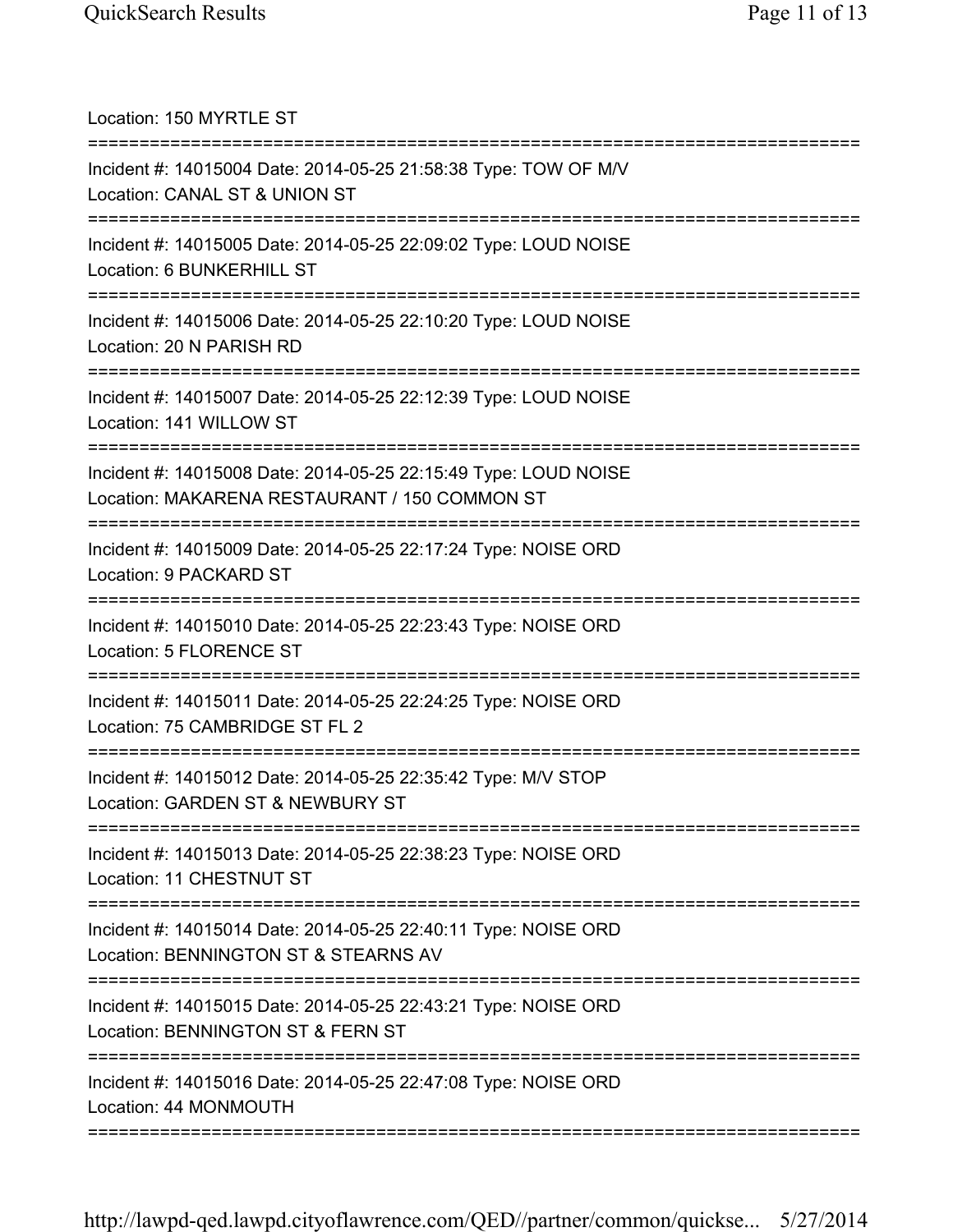Location: 150 MYRTLE ST

===========================================================================

Incident #: 14015004 Date: 2014-05-25 21:58:38 Type: TOW OF M/V
Location: CANAL ST & UNION ST

===========================================================================

Incident #: 14015005 Date: 2014-05-25 22:09:02 Type: LOUD NOISE
Location: 6 BUNKERHILL ST

===========================================================================

Incident #: 14015006 Date: 2014-05-25 22:10:20 Type: LOUD NOISE
Location: 20 N PARISH RD

===========================================================================

Incident #: 14015007 Date: 2014-05-25 22:12:39 Type: LOUD NOISE
Location: 141 WILLOW ST

===========================================================================

Incident #: 14015008 Date: 2014-05-25 22:15:49 Type: LOUD NOISE
Location: MAKARENA RESTAURANT / 150 COMMON ST

===========================================================================

Incident #: 14015009 Date: 2014-05-25 22:17:24 Type: NOISE ORD
Location: 9 PACKARD ST

===========================================================================

Incident #: 14015010 Date: 2014-05-25 22:23:43 Type: NOISE ORD
Location: 5 FLORENCE ST

===========================================================================

Incident #: 14015011 Date: 2014-05-25 22:24:25 Type: NOISE ORD
Location: 75 CAMBRIDGE ST FL 2

===========================================================================

Incident #: 14015012 Date: 2014-05-25 22:35:42 Type: M/V STOP
Location: GARDEN ST & NEWBURY ST

===========================================================================

Incident #: 14015013 Date: 2014-05-25 22:38:23 Type: NOISE ORD
Location: 11 CHESTNUT ST

===========================================================================

Incident #: 14015014 Date: 2014-05-25 22:40:11 Type: NOISE ORD
Location: BENNINGTON ST & STEARNS AV

===========================================================================

Incident #: 14015015 Date: 2014-05-25 22:43:21 Type: NOISE ORD
Location: BENNINGTON ST & FERN ST

===========================================================================

Incident #: 14015016 Date: 2014-05-25 22:47:08 Type: NOISE ORD
Location: 44 MONMOUTH

===========================================================================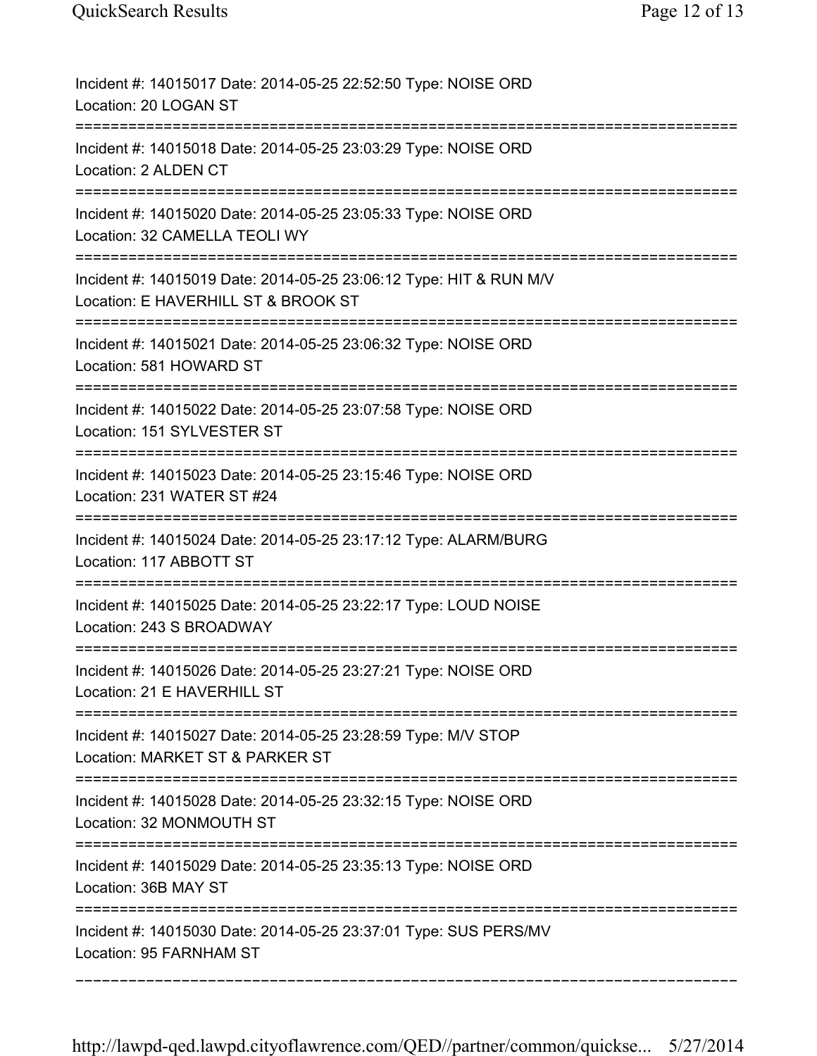Incident #: 14015017 Date: 2014-05-25 22:52:50 Type: NOISE ORD
Location: 20 LOGAN ST

===========================================================================

Incident #: 14015018 Date: 2014-05-25 23:03:29 Type: NOISE ORD
Location: 2 ALDEN CT

===========================================================================

Incident #: 14015020 Date: 2014-05-25 23:05:33 Type: NOISE ORD
Location: 32 CAMELLA TEOLI WY

===========================================================================

Incident #: 14015019 Date: 2014-05-25 23:06:12 Type: HIT & RUN M/V
Location: E HAVERHILL ST & BROOK ST

===========================================================================

Incident #: 14015021 Date: 2014-05-25 23:06:32 Type: NOISE ORD
Location: 581 HOWARD ST

===========================================================================

Incident #: 14015022 Date: 2014-05-25 23:07:58 Type: NOISE ORD
Location: 151 SYLVESTER ST

===========================================================================

Incident #: 14015023 Date: 2014-05-25 23:15:46 Type: NOISE ORD
Location: 231 WATER ST #24

===========================================================================

Incident #: 14015024 Date: 2014-05-25 23:17:12 Type: ALARM/BURG
Location: 117 ABBOTT ST

===========================================================================

Incident #: 14015025 Date: 2014-05-25 23:22:17 Type: LOUD NOISE
Location: 243 S BROADWAY

===========================================================================

Incident #: 14015026 Date: 2014-05-25 23:27:21 Type: NOISE ORD
Location: 21 E HAVERHILL ST

===========================================================================

Incident #: 14015027 Date: 2014-05-25 23:28:59 Type: M/V STOP
Location: MARKET ST & PARKER ST

===========================================================================

Incident #: 14015028 Date: 2014-05-25 23:32:15 Type: NOISE ORD
Location: 32 MONMOUTH ST

===========================================================================

Incident #: 14015029 Date: 2014-05-25 23:35:13 Type: NOISE ORD
Location: 36B MAY ST

===========================================================================

Incident #: 14015030 Date: 2014-05-25 23:37:01 Type: SUS PERS/MV
Location: 95 FARNHAM ST

---------------------------------------------------------------------------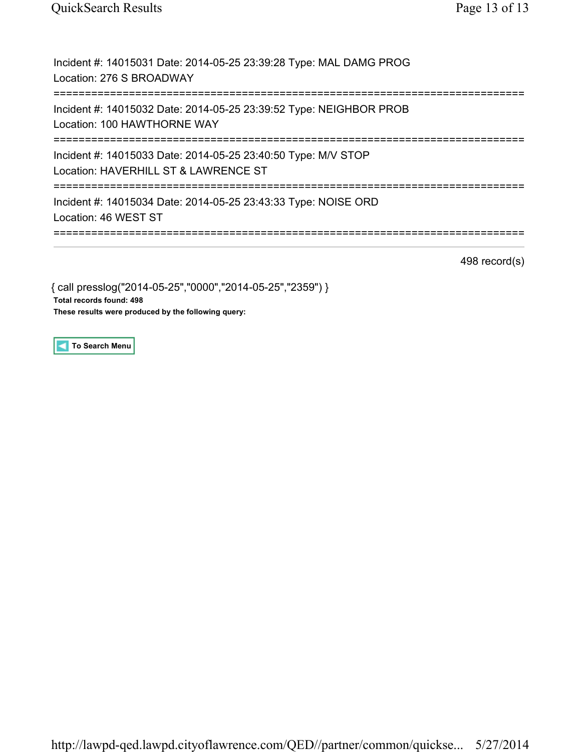Incident #: 14015031 Date: 2014-05-25 23:39:28 Type: MAL DAMG PROG
Location: 276 S BROADWAY

===========================================================================

Incident #: 14015032 Date: 2014-05-25 23:39:52 Type: NEIGHBOR PROB
Location: 100 HAWTHORNE WAY

===========================================================================

Incident #: 14015033 Date: 2014-05-25 23:40:50 Type: M/V STOP
Location: HAVERHILL ST & LAWRENCE ST

===========================================================================

Incident #: 14015034 Date: 2014-05-25 23:43:33 Type: NOISE ORD
Location: 46 WEST ST

===========================================================================

---

498 record(s)

{ call presslog("2014-05-25","0000","2014-05-25","2359") }

**Total records found: 498**

**These results were produced by the following query:**

To Search Menu